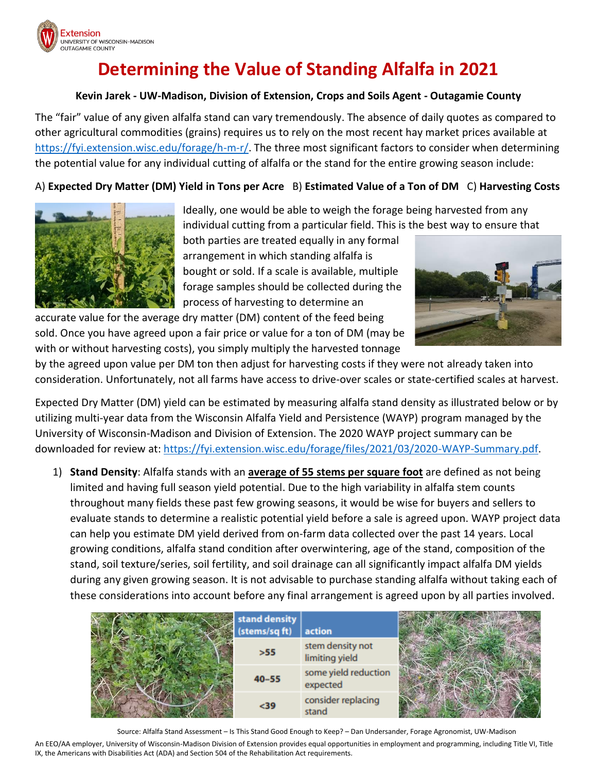# Determining the Value of Standing Alfalfa in 2021

**Kevin Jarek - UW-Madison, Division of Extension, Crops and Soils Agent - Outagamie County**

The "fair" value of any given alfalfa stand can vary tremendously. The absence of daily quotes as compared to other agricultural commodities (grains) requires us to rely on the most recent hay market prices available at https://fyi.extension.wisc.edu/forage/h-m-r/. The three most significant factors to consider when determining the potential value for any individual cutting of alfalfa or the stand for the entire growing season include:

A) **Expected Dry Matter (DM) Yield in Tons per Acre** B) **Estimated Value of a Ton of DM** C) **Harvesting Costs**

Ideally, one would be able to weigh the forage being harvested from any individual cutting from a particular field. This is the best way to ensure that both parties are treated equally in any formal arrangement in which standing alfalfa is bought or sold. If a scale is available, multiple forage samples should be collected during the process of harvesting to determine an accurate value for the average dry matter (DM) content of the feed being sold. Once you have agreed upon a fair price or value for a ton of DM (may be with or without harvesting costs), you simply multiply the harvested tonnage by the agreed upon value per DM ton then adjust for harvesting costs if they were not already taken into consideration. Unfortunately, not all farms have access to drive-over scales or state-certified scales at harvest.

Expected Dry Matter (DM) yield can be estimated by measuring alfalfa stand density as illustrated below or by utilizing multi-year data from the Wisconsin Alfalfa Yield and Persistence (WAYP) program managed by the University of Wisconsin-Madison and Division of Extension. The 2020 WAYP project summary can be downloaded for review at: https://fyi.extension.wisc.edu/forage/files/2021/03/2020-WAYP-Summary.pdf.

1) **Stand Density**: Alfalfa stands with an **average of 55 stems per square foot** are defined as not being limited and having full season yield potential. Due to the high variability in alfalfa stem counts throughout many fields these past few growing seasons, it would be wise for buyers and sellers to evaluate stands to determine a realistic potential yield before a sale is agreed upon. WAYP project data can help you estimate DM yield derived from on-farm data collected over the past 14 years. Local growing conditions, alfalfa stand condition after overwintering, age of the stand, composition of the stand, soil texture/series, soil fertility, and soil drainage can all significantly impact alfalfa DM yields during any given growing season. It is not advisable to purchase standing alfalfa without taking each of these considerations into account before any final arrangement is agreed upon by all parties involved.

| stand density (stems/sq ft) | action |
|---|---|
| >55 | stem density not limiting yield |
| 40–55 | some yield reduction expected |
| <39 | consider replacing stand |

Source: Alfalfa Stand Assessment – Is This Stand Good Enough to Keep? – Dan Undersander, Forage Agronomist, UW-Madison

An EEO/AA employer, University of Wisconsin-Madison Division of Extension provides equal opportunities in employment and programming, including Title VI, Title IX, the Americans with Disabilities Act (ADA) and Section 504 of the Rehabilitation Act requirements.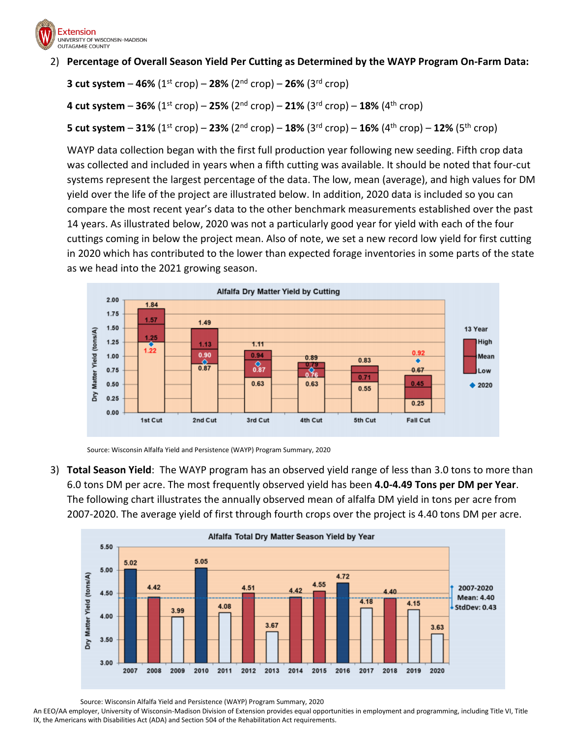2) **Percentage of Overall Season Yield Per Cutting as Determined by the WAYP Program On-Farm Data:**

   **3 cut system** – **46%** (1st crop) – **28%** (2nd crop) – **26%** (3rd crop)

   **4 cut system** – **36%** (1st crop) – **25%** (2nd crop) – **21%** (3rd crop) – **18%** (4th crop)

   **5 cut system** – **31%** (1st crop) – **23%** (2nd crop) – **18%** (3rd crop) – **16%** (4th crop) – **12%** (5th crop)

   WAYP data collection began with the first full production year following new seeding. Fifth crop data was collected and included in years when a fifth cutting was available. It should be noted that four-cut systems represent the largest percentage of the data. The low, mean (average), and high values for DM yield over the life of the project are illustrated below. In addition, 2020 data is included so you can compare the most recent year's data to the other benchmark measurements established over the past 14 years. As illustrated below, 2020 was not a particularly good year for yield with each of the four cuttings coming in below the project mean. Also of note, we set a new record low yield for first cutting in 2020 which has contributed to the lower than expected forage inventories in some parts of the state as we head into the 2021 growing season.

**Alfalfa Dry Matter Yield by Cutting**

Dry Matter Yield (tons/A)

| | 13 Year High | 13 Year Mean | 13 Year Low | 2020 |
|---|---|---|---|---|
| 1st Cut | 1.84 | 1.57 | 1.25 | 1.22 |
| 2nd Cut | 1.49 | 1.13 | 0.87 | 0.90 |
| 3rd Cut | 1.11 | 0.94 | 0.63 | 0.87 |
| 4th Cut | 0.89 | 0.79 | 0.63 | 0.76 |
| 5th Cut | 0.83 | 0.71 | 0.55 | |
| Fall Cut | 0.67 | 0.45 | 0.25 | 0.92 |

Source: Wisconsin Alfalfa Yield and Persistence (WAYP) Program Summary, 2020

3) **Total Season Yield**: The WAYP program has an observed yield range of less than 3.0 tons to more than 6.0 tons DM per acre. The most frequently observed yield has been **4.0-4.49 Tons per DM per Year**. The following chart illustrates the annually observed mean of alfalfa DM yield in tons per acre from 2007-2020. The average yield of first through fourth crops over the project is 4.40 tons DM per acre.

**Alfalfa Total Dry Matter Season Yield by Year**

Dry Matter Yield (tons/A)

| Year | 2007 | 2008 | 2009 | 2010 | 2011 | 2012 | 2013 | 2014 | 2015 | 2016 | 2017 | 2018 | 2019 | 2020 |
|---|---|---|---|---|---|---|---|---|---|---|---|---|---|---|
| Yield | 5.02 | 4.42 | 3.99 | 5.05 | 4.08 | 4.51 | 3.67 | 4.42 | 4.55 | 4.72 | 4.18 | 4.40 | 4.15 | 3.63 |

2007-2020 Mean: 4.40 StdDev: 0.43

Source: Wisconsin Alfalfa Yield and Persistence (WAYP) Program Summary, 2020

An EEO/AA employer, University of Wisconsin-Madison Division of Extension provides equal opportunities in employment and programming, including Title VI, Title IX, the Americans with Disabilities Act (ADA) and Section 504 of the Rehabilitation Act requirements.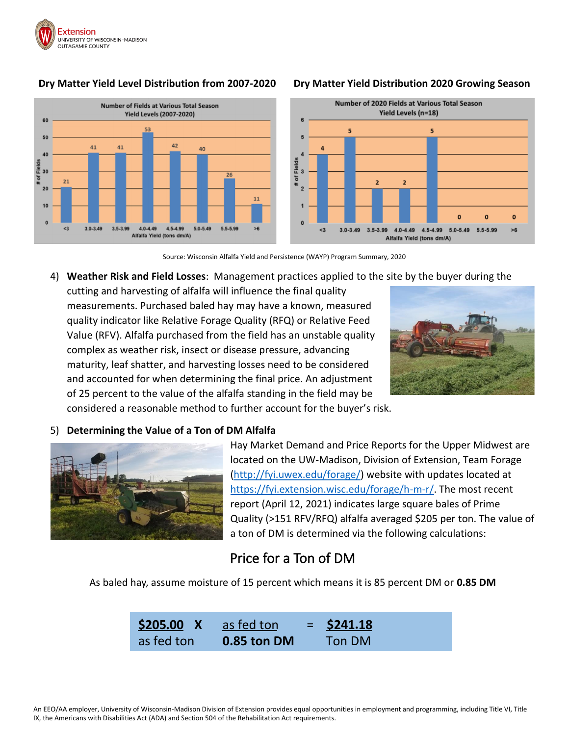**Dry Matter Yield Level Distribution from 2007-2020**

**Dry Matter Yield Distribution 2020 Growing Season**

Source: Wisconsin Alfalfa Yield and Persistence (WAYP) Program Summary, 2020

4) **Weather Risk and Field Losses**: Management practices applied to the site by the buyer during the cutting and harvesting of alfalfa will influence the final quality measurements. Purchased baled hay may have a known, measured quality indicator like Relative Forage Quality (RFQ) or Relative Feed Value (RFV). Alfalfa purchased from the field has an unstable quality complex as weather risk, insect or disease pressure, advancing maturity, leaf shatter, and harvesting losses need to be considered and accounted for when determining the final price. An adjustment of 25 percent to the value of the alfalfa standing in the field may be considered a reasonable method to further account for the buyer's risk.

5) **Determining the Value of a Ton of DM Alfalfa**

Hay Market Demand and Price Reports for the Upper Midwest are located on the UW-Madison, Division of Extension, Team Forage (http://fyi.uwex.edu/forage/) website with updates located at https://fyi.extension.wisc.edu/forage/h-m-r/. The most recent report (April 12, 2021) indicates large square bales of Prime Quality (>151 RFV/RFQ) alfalfa averaged $205 per ton. The value of a ton of DM is determined via the following calculations:

## Price for a Ton of DM

As baled hay, assume moisture of 15 percent which means it is 85 percent DM or **0.85 DM**

$$\frac{\$205.00}{\text{as fed ton}} \times \frac{\text{as fed ton}}{0.85 \text{ ton DM}} = \frac{\$241.18}{\text{Ton DM}}$$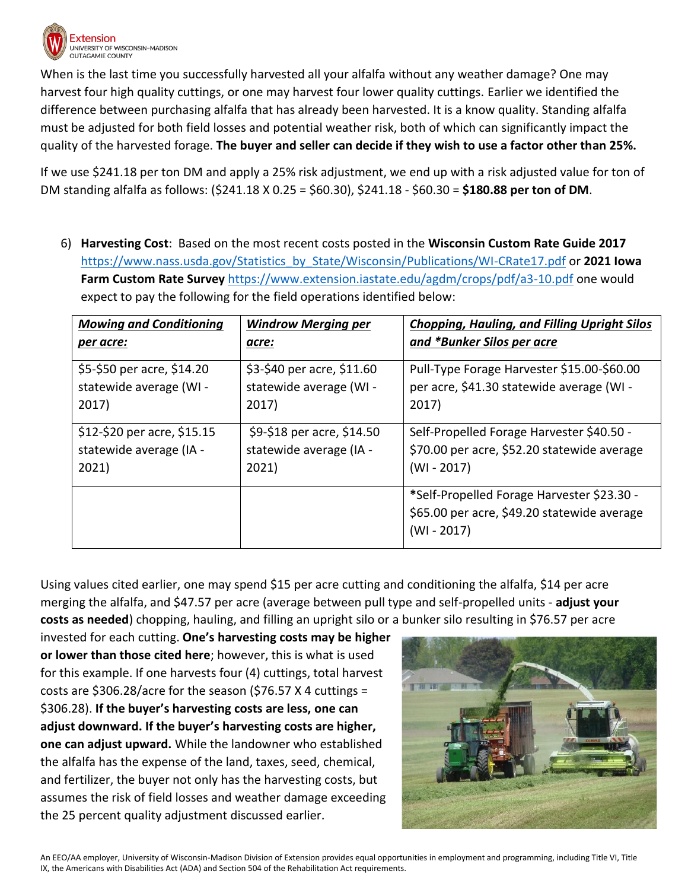When is the last time you successfully harvested all your alfalfa without any weather damage? One may harvest four high quality cuttings, or one may harvest four lower quality cuttings. Earlier we identified the difference between purchasing alfalfa that has already been harvested. It is a know quality. Standing alfalfa must be adjusted for both field losses and potential weather risk, both of which can significantly impact the quality of the harvested forage. **The buyer and seller can decide if they wish to use a factor other than 25%.**

If we use $241.18 per ton DM and apply a 25% risk adjustment, we end up with a risk adjusted value for ton of DM standing alfalfa as follows: ($241.18 X 0.25 = $60.30), $241.18 - $60.30 = **$180.88 per ton of DM**.

6) **Harvesting Cost**: Based on the most recent costs posted in the **Wisconsin Custom Rate Guide 2017** https://www.nass.usda.gov/Statistics_by_State/Wisconsin/Publications/WI-CRate17.pdf or **2021 Iowa Farm Custom Rate Survey** https://www.extension.iastate.edu/agdm/crops/pdf/a3-10.pdf one would expect to pay the following for the field operations identified below:

| ***Mowing and Conditioning per acre:*** | ***Windrow Merging per acre:*** | ***Chopping, Hauling, and Filling Upright Silos and \*Bunker Silos per acre*** |
|---|---|---|
| $5-$50 per acre, $14.20 statewide average (WI - 2017) | $3-$40 per acre, $11.60 statewide average (WI - 2017) | Pull-Type Forage Harvester $15.00-$60.00 per acre, $41.30 statewide average (WI - 2017) |
| $12-$20 per acre, $15.15 statewide average (IA - 2021) | $9-$18 per acre, $14.50 statewide average (IA - 2021) | Self-Propelled Forage Harvester $40.50 - $70.00 per acre, $52.20 statewide average (WI - 2017) |
| | | *Self-Propelled Forage Harvester $23.30 - $65.00 per acre, $49.20 statewide average (WI - 2017) |

Using values cited earlier, one may spend $15 per acre cutting and conditioning the alfalfa, $14 per acre merging the alfalfa, and $47.57 per acre (average between pull type and self-propelled units - **adjust your costs as needed**) chopping, hauling, and filling an upright silo or a bunker silo resulting in $76.57 per acre invested for each cutting. **One's harvesting costs may be higher or lower than those cited here**; however, this is what is used for this example. If one harvests four (4) cuttings, total harvest costs are $306.28/acre for the season ($76.57 X 4 cuttings = $306.28). **If the buyer's harvesting costs are less, one can adjust downward. If the buyer's harvesting costs are higher, one can adjust upward.** While the landowner who established the alfalfa has the expense of the land, taxes, seed, chemical, and fertilizer, the buyer not only has the harvesting costs, but assumes the risk of field losses and weather damage exceeding the 25 percent quality adjustment discussed earlier.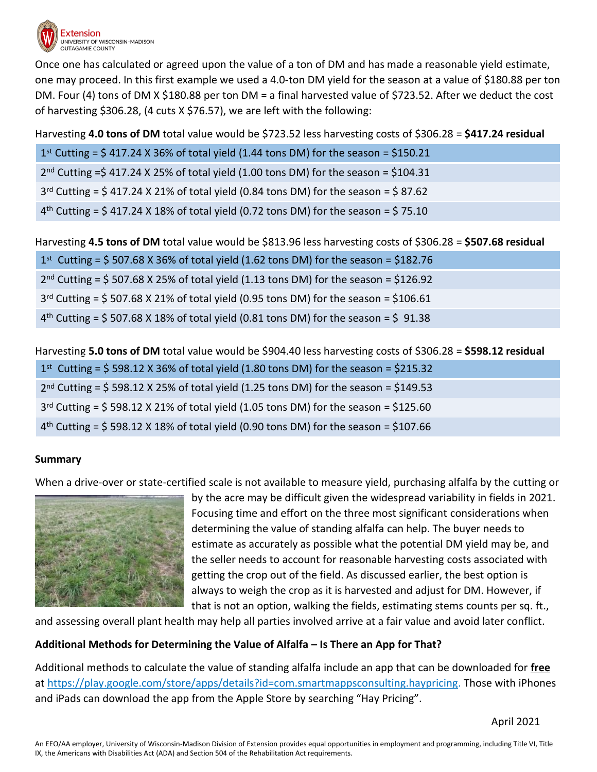Once one has calculated or agreed upon the value of a ton of DM and has made a reasonable yield estimate, one may proceed. In this first example we used a 4.0-ton DM yield for the season at a value of $180.88 per ton DM. Four (4) tons of DM X $180.88 per ton DM = a final harvested value of $723.52. After we deduct the cost of harvesting $306.28, (4 cuts X $76.57), we are left with the following:

Harvesting **4.0 tons of DM** total value would be $723.52 less harvesting costs of $306.28 = **$417.24 residual**

| |
|---|
| 1st Cutting = $ 417.24 X 36% of total yield (1.44 tons DM) for the season = $150.21 |
| 2nd Cutting =$ 417.24 X 25% of total yield (1.00 tons DM) for the season = $104.31 |
| 3rd Cutting = $ 417.24 X 21% of total yield (0.84 tons DM) for the season = $ 87.62 |
| 4th Cutting = $ 417.24 X 18% of total yield (0.72 tons DM) for the season = $ 75.10 |

Harvesting **4.5 tons of DM** total value would be $813.96 less harvesting costs of $306.28 = **$507.68 residual**

| |
|---|
| 1st Cutting = $ 507.68 X 36% of total yield (1.62 tons DM) for the season = $182.76 |
| 2nd Cutting = $ 507.68 X 25% of total yield (1.13 tons DM) for the season = $126.92 |
| 3rd Cutting = $ 507.68 X 21% of total yield (0.95 tons DM) for the season = $106.61 |
| 4th Cutting = $ 507.68 X 18% of total yield (0.81 tons DM) for the season = $ 91.38 |

Harvesting **5.0 tons of DM** total value would be $904.40 less harvesting costs of $306.28 = **$598.12 residual**

| |
|---|
| 1st Cutting = $ 598.12 X 36% of total yield (1.80 tons DM) for the season = $215.32 |
| 2nd Cutting = $ 598.12 X 25% of total yield (1.25 tons DM) for the season = $149.53 |
| 3rd Cutting = $ 598.12 X 21% of total yield (1.05 tons DM) for the season = $125.60 |
| 4th Cutting = $ 598.12 X 18% of total yield (0.90 tons DM) for the season = $107.66 |

**Summary**

When a drive-over or state-certified scale is not available to measure yield, purchasing alfalfa by the cutting or by the acre may be difficult given the widespread variability in fields in 2021. Focusing time and effort on the three most significant considerations when determining the value of standing alfalfa can help. The buyer needs to estimate as accurately as possible what the potential DM yield may be, and the seller needs to account for reasonable harvesting costs associated with getting the crop out of the field. As discussed earlier, the best option is always to weigh the crop as it is harvested and adjust for DM. However, if that is not an option, walking the fields, estimating stems counts per sq. ft., and assessing overall plant health may help all parties involved arrive at a fair value and avoid later conflict.

**Additional Methods for Determining the Value of Alfalfa – Is There an App for That?**

Additional methods to calculate the value of standing alfalfa include an app that can be downloaded for **free** at https://play.google.com/store/apps/details?id=com.smartmappsconsulting.haypricing. Those with iPhones and iPads can download the app from the Apple Store by searching "Hay Pricing".

April 2021

An EEO/AA employer, University of Wisconsin-Madison Division of Extension provides equal opportunities in employment and programming, including Title VI, Title IX, the Americans with Disabilities Act (ADA) and Section 504 of the Rehabilitation Act requirements.